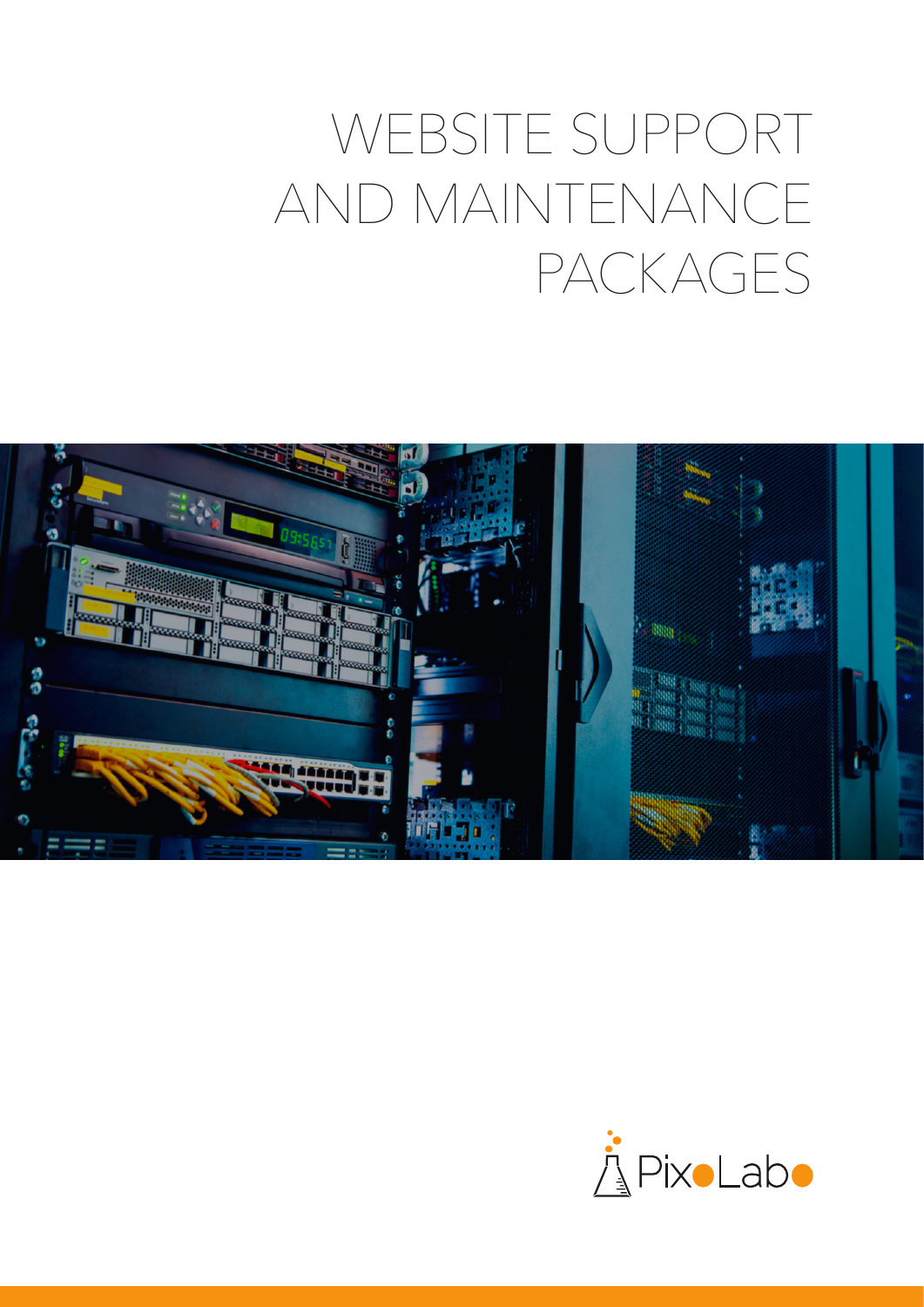# WEBSITE SUPPORT AND MAINTENANCE PACKAGES

PixoLabo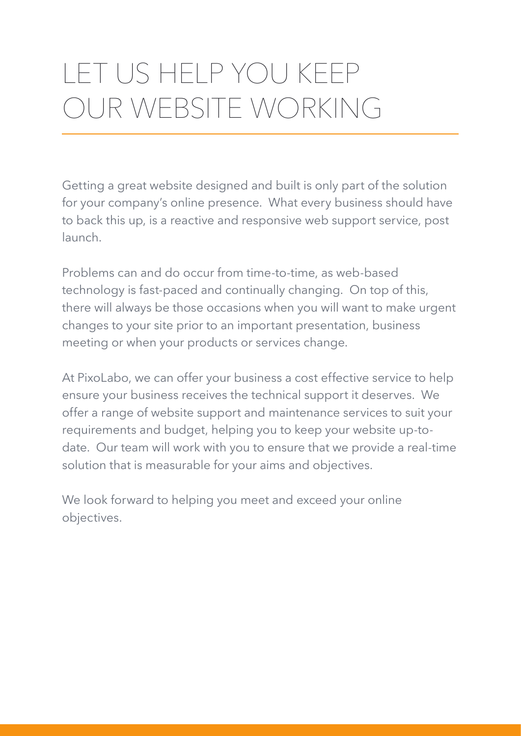# LET US HELP YOU KEEP OUR WEBSITE WORKING

Getting a great website designed and built is only part of the solution for your company's online presence. What every business should have to back this up, is a reactive and responsive web support service, post launch.

Problems can and do occur from time-to-time, as web-based technology is fast-paced and continually changing. On top of this, there will always be those occasions when you will want to make urgent changes to your site prior to an important presentation, business meeting or when your products or services change.

At PixoLabo, we can offer your business a cost effective service to help ensure your business receives the technical support it deserves. We offer a range of website support and maintenance services to suit your requirements and budget, helping you to keep your website up-to-date. Our team will work with you to ensure that we provide a real-time solution that is measurable for your aims and objectives.

We look forward to helping you meet and exceed your online objectives.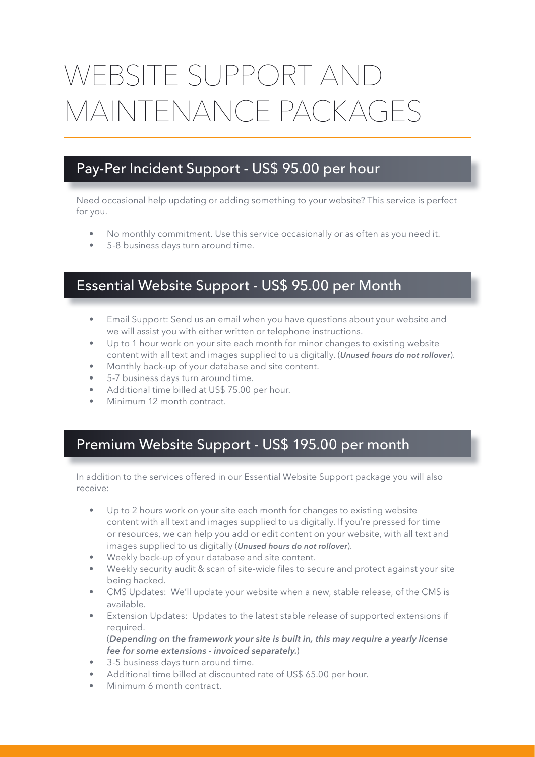# WEBSITE SUPPORT AND MAINTENANCE PACKAGES

## Pay-Per Incident Support - US$ 95.00 per hour

Need occasional help updating or adding something to your website? This service is perfect for you.

- No monthly commitment. Use this service occasionally or as often as you need it.
- 5-8 business days turn around time.

## Essential Website Support - US$ 95.00 per Month

- Email Support: Send us an email when you have questions about your website and we will assist you with either written or telephone instructions.
- Up to 1 hour work on your site each month for minor changes to existing website content with all text and images supplied to us digitally. (***Unused hours do not rollover***).
- Monthly back-up of your database and site content.
- 5-7 business days turn around time.
- Additional time billed at US$ 75.00 per hour.
- Minimum 12 month contract.

## Premium Website Support - US$ 195.00 per month

In addition to the services offered in our Essential Website Support package you will also receive:

- Up to 2 hours work on your site each month for changes to existing website content with all text and images supplied to us digitally. If you're pressed for time or resources, we can help you add or edit content on your website, with all text and images supplied to us digitally (***Unused hours do not rollover***).
- Weekly back-up of your database and site content.
- Weekly security audit & scan of site-wide files to secure and protect against your site being hacked.
- CMS Updates: We'll update your website when a new, stable release, of the CMS is available.
- Extension Updates: Updates to the latest stable release of supported extensions if required.
  (***Depending on the framework your site is built in, this may require a yearly license fee for some extensions - invoiced separately.***)
- 3-5 business days turn around time.
- Additional time billed at discounted rate of US$ 65.00 per hour.
- Minimum 6 month contract.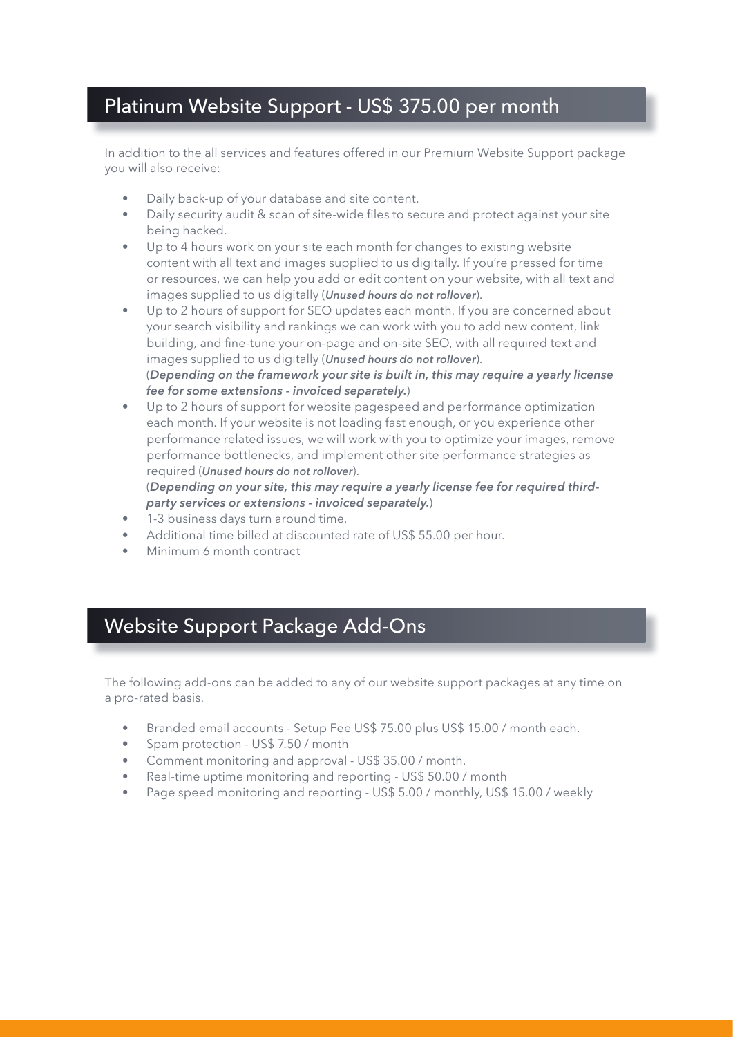## Platinum Website Support - US$ 375.00 per month

In addition to the all services and features offered in our Premium Website Support package you will also receive:

- Daily back-up of your database and site content.
- Daily security audit & scan of site-wide files to secure and protect against your site being hacked.
- Up to 4 hours work on your site each month for changes to existing website content with all text and images supplied to us digitally. If you're pressed for time or resources, we can help you add or edit content on your website, with all text and images supplied to us digitally (***Unused hours do not rollover***).
- Up to 2 hours of support for SEO updates each month. If you are concerned about your search visibility and rankings we can work with you to add new content, link building, and fine-tune your on-page and on-site SEO, with all required text and images supplied to us digitally (***Unused hours do not rollover***).
  (***Depending on the framework your site is built in, this may require a yearly license fee for some extensions - invoiced separately.***)
- Up to 2 hours of support for website pagespeed and performance optimization each month. If your website is not loading fast enough, or you experience other performance related issues, we will work with you to optimize your images, remove performance bottlenecks, and implement other site performance strategies as required (***Unused hours do not rollover***).
  (***Depending on your site, this may require a yearly license fee for required third-party services or extensions - invoiced separately.***)
- 1-3 business days turn around time.
- Additional time billed at discounted rate of US$ 55.00 per hour.
- Minimum 6 month contract

## Website Support Package Add-Ons

The following add-ons can be added to any of our website support packages at any time on a pro-rated basis.

- Branded email accounts - Setup Fee US$ 75.00 plus US$ 15.00 / month each.
- Spam protection - US$ 7.50 / month
- Comment monitoring and approval - US$ 35.00 / month.
- Real-time uptime monitoring and reporting - US$ 50.00 / month
- Page speed monitoring and reporting - US$ 5.00 / monthly, US$ 15.00 / weekly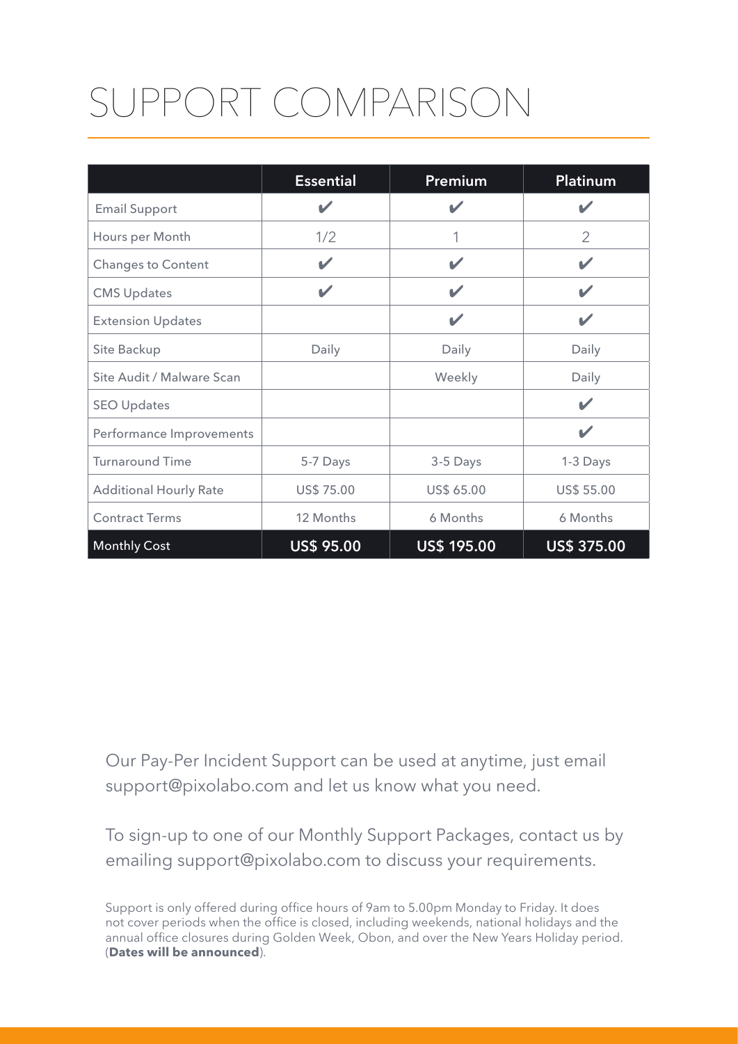# SUPPORT COMPARISON

| | Essential | Premium | Platinum |
|---|---|---|---|
| Email Support | ✔ | ✔ | ✔ |
| Hours per Month | 1/2 | 1 | 2 |
| Changes to Content | ✔ | ✔ | ✔ |
| CMS Updates | ✔ | ✔ | ✔ |
| Extension Updates | | ✔ | ✔ |
| Site Backup | Daily | Daily | Daily |
| Site Audit / Malware Scan | | Weekly | Daily |
| SEO Updates | | | ✔ |
| Performance Improvements | | | ✔ |
| Turnaround Time | 5-7 Days | 3-5 Days | 1-3 Days |
| Additional Hourly Rate | US$ 75.00 | US$ 65.00 | US$ 55.00 |
| Contract Terms | 12 Months | 6 Months | 6 Months |
| Monthly Cost | **US$ 95.00** | **US$ 195.00** | **US$ 375.00** |

Our Pay-Per Incident Support can be used at anytime, just email support@pixolabo.com and let us know what you need.

To sign-up to one of our Monthly Support Packages, contact us by emailing support@pixolabo.com to discuss your requirements.

Support is only offered during office hours of 9am to 5.00pm Monday to Friday. It does not cover periods when the office is closed, including weekends, national holidays and the annual office closures during Golden Week, Obon, and over the New Years Holiday period. (**Dates will be announced**).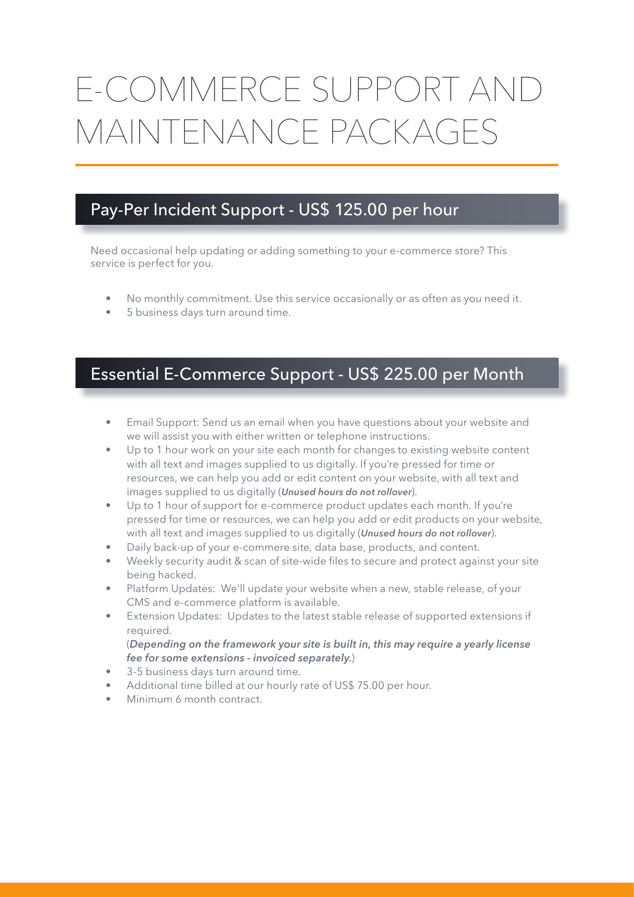# E-COMMERCE SUPPORT AND MAINTENANCE PACKAGES

## Pay-Per Incident Support - US$ 125.00 per hour

Need occasional help updating or adding something to your e-commerce store? This service is perfect for you.

- No monthly commitment. Use this service occasionally or as often as you need it.
- 5 business days turn around time.

## Essential E-Commerce Support - US$ 225.00 per Month

- Email Support: Send us an email when you have questions about your website and we will assist you with either written or telephone instructions.
- Up to 1 hour work on your site each month for changes to existing website content with all text and images supplied to us digitally. If you're pressed for time or resources, we can help you add or edit content on your website, with all text and images supplied to us digitally (***Unused hours do not rollover***).
- Up to 1 hour of support for e-commerce product updates each month. If you're pressed for time or resources, we can help you add or edit products on your website, with all text and images supplied to us digitally (***Unused hours do not rollover***).
- Daily back-up of your e-commere site, data base, products, and content.
- Weekly security audit & scan of site-wide files to secure and protect against your site being hacked.
- Platform Updates: We'll update your website when a new, stable release, of your CMS and e-commerce platform is available.
- Extension Updates: Updates to the latest stable release of supported extensions if required.
  (***Depending on the framework your site is built in, this may require a yearly license fee for some extensions - invoiced separately.***)
- 3-5 business days turn around time.
- Additional time billed at our hourly rate of US$ 75.00 per hour.
- Minimum 6 month contract.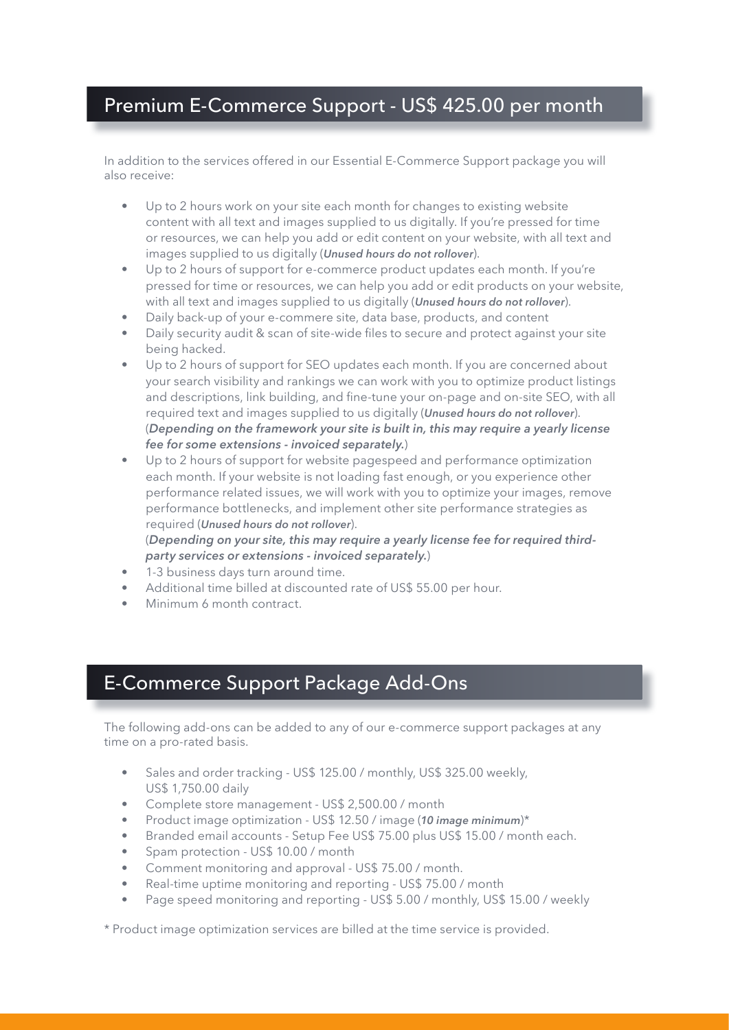## Premium E-Commerce Support - US$ 425.00 per month

In addition to the services offered in our Essential E-Commerce Support package you will also receive:

- Up to 2 hours work on your site each month for changes to existing website content with all text and images supplied to us digitally. If you're pressed for time or resources, we can help you add or edit content on your website, with all text and images supplied to us digitally (***Unused hours do not rollover***).
- Up to 2 hours of support for e-commerce product updates each month. If you're pressed for time or resources, we can help you add or edit products on your website, with all text and images supplied to us digitally (***Unused hours do not rollover***).
- Daily back-up of your e-commere site, data base, products, and content
- Daily security audit & scan of site-wide files to secure and protect against your site being hacked.
- Up to 2 hours of support for SEO updates each month. If you are concerned about your search visibility and rankings we can work with you to optimize product listings and descriptions, link building, and fine-tune your on-page and on-site SEO, with all required text and images supplied to us digitally (***Unused hours do not rollover***).
  (***Depending on the framework your site is built in, this may require a yearly license fee for some extensions - invoiced separately.***)
- Up to 2 hours of support for website pagespeed and performance optimization each month. If your website is not loading fast enough, or you experience other performance related issues, we will work with you to optimize your images, remove performance bottlenecks, and implement other site performance strategies as required (***Unused hours do not rollover***).
  (***Depending on your site, this may require a yearly license fee for required third-party services or extensions - invoiced separately.***)
- 1-3 business days turn around time.
- Additional time billed at discounted rate of US$ 55.00 per hour.
- Minimum 6 month contract.

## E-Commerce Support Package Add-Ons

The following add-ons can be added to any of our e-commerce support packages at any time on a pro-rated basis.

- Sales and order tracking - US$ 125.00 / monthly, US$ 325.00 weekly, US$ 1,750.00 daily
- Complete store management - US$ 2,500.00 / month
- Product image optimization - US$ 12.50 / image (***10 image minimum***)*
- Branded email accounts - Setup Fee US$ 75.00 plus US$ 15.00 / month each.
- Spam protection - US$ 10.00 / month
- Comment monitoring and approval - US$ 75.00 / month.
- Real-time uptime monitoring and reporting - US$ 75.00 / month
- Page speed monitoring and reporting - US$ 5.00 / monthly, US$ 15.00 / weekly

* Product image optimization services are billed at the time service is provided.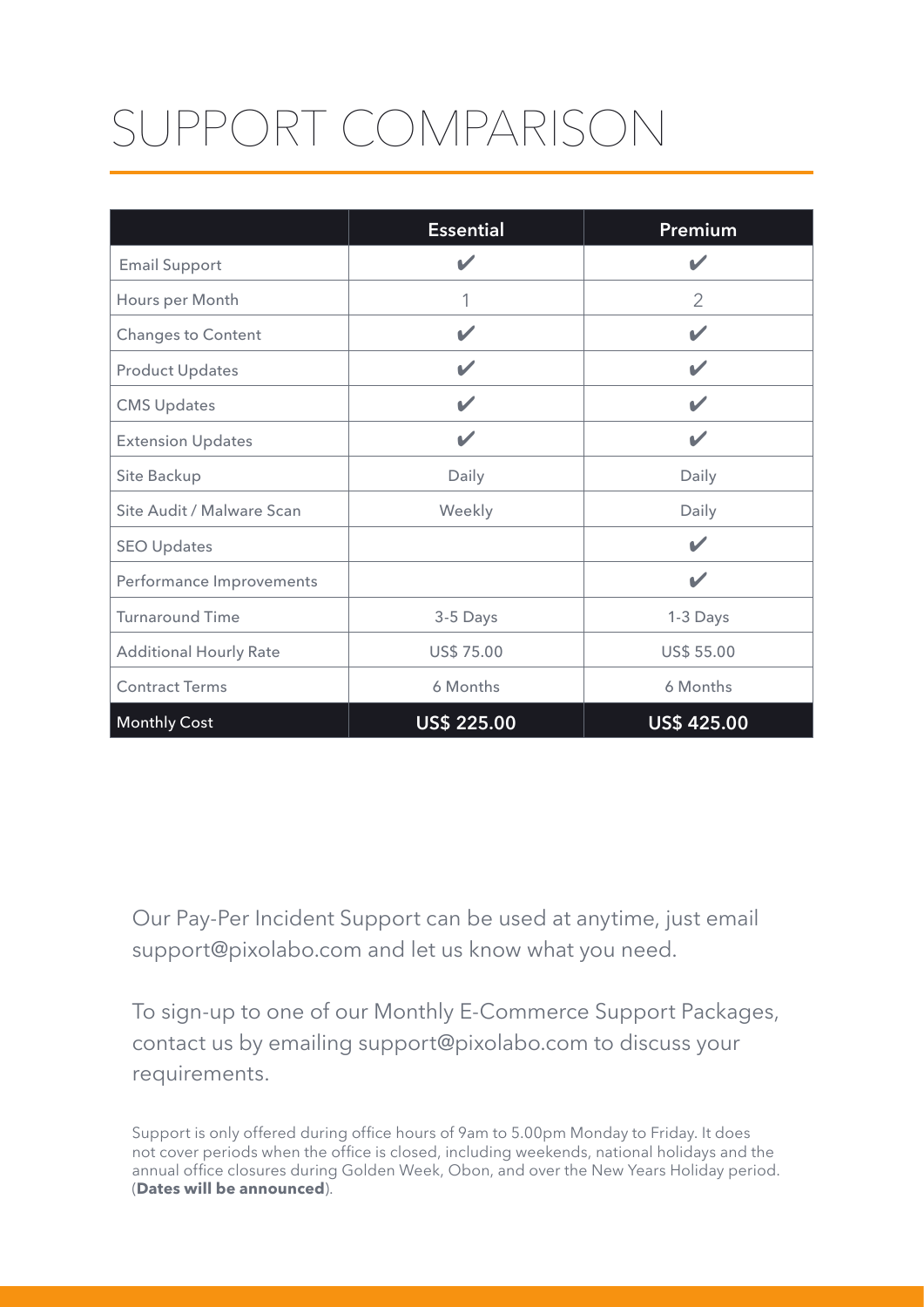# SUPPORT COMPARISON

| | Essential | Premium |
|---|---|---|
| Email Support | ✔ | ✔ |
| Hours per Month | 1 | 2 |
| Changes to Content | ✔ | ✔ |
| Product Updates | ✔ | ✔ |
| CMS Updates | ✔ | ✔ |
| Extension Updates | ✔ | ✔ |
| Site Backup | Daily | Daily |
| Site Audit / Malware Scan | Weekly | Daily |
| SEO Updates | | ✔ |
| Performance Improvements | | ✔ |
| Turnaround Time | 3-5 Days | 1-3 Days |
| Additional Hourly Rate | US$ 75.00 | US$ 55.00 |
| Contract Terms | 6 Months | 6 Months |
| Monthly Cost | **US$ 225.00** | **US$ 425.00** |

Our Pay-Per Incident Support can be used at anytime, just email support@pixolabo.com and let us know what you need.

To sign-up to one of our Monthly E-Commerce Support Packages, contact us by emailing support@pixolabo.com to discuss your requirements.

Support is only offered during office hours of 9am to 5.00pm Monday to Friday. It does not cover periods when the office is closed, including weekends, national holidays and the annual office closures during Golden Week, Obon, and over the New Years Holiday period. (**Dates will be announced**).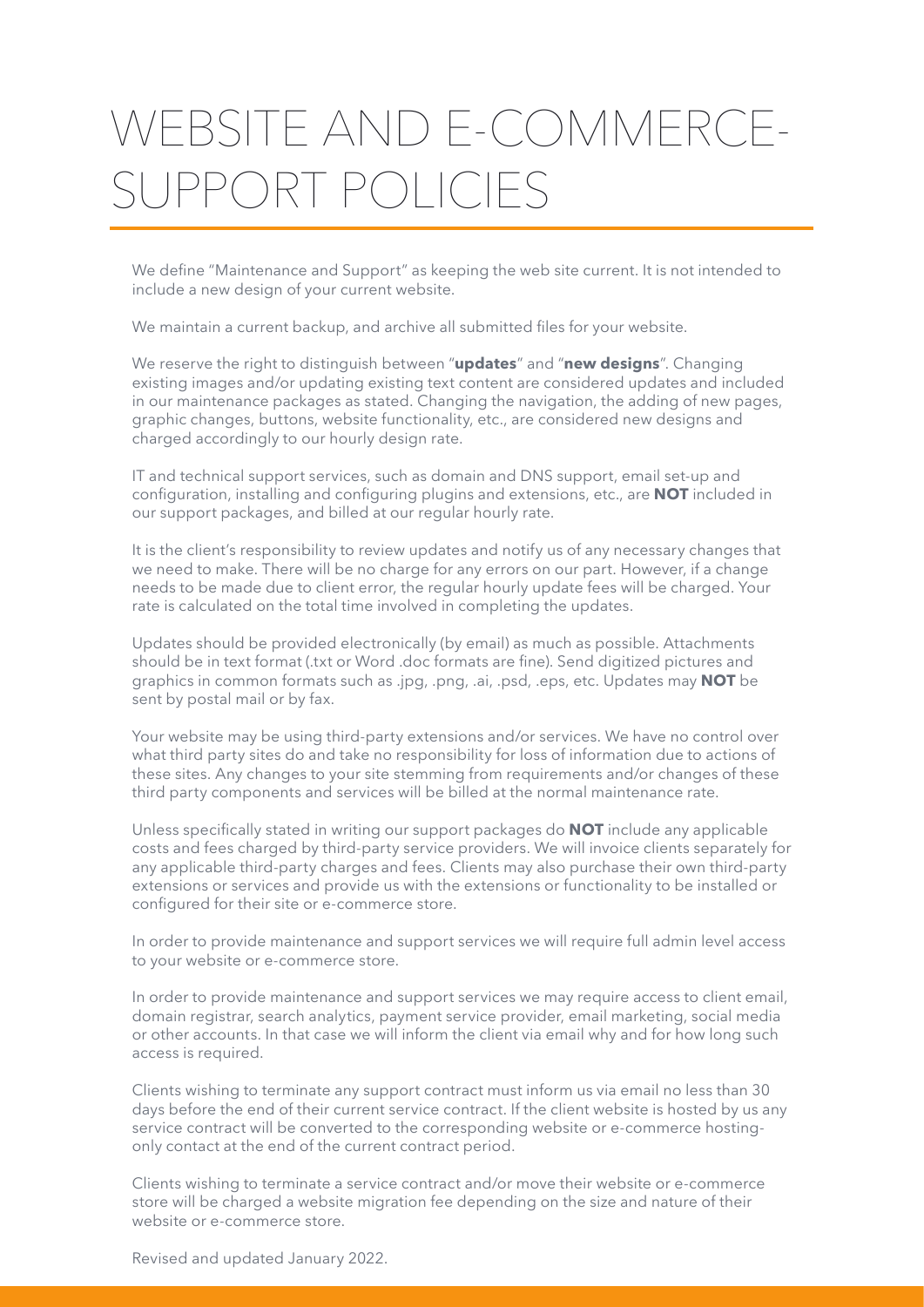# WEBSITE AND E-COMMERCE-SUPPORT POLICIES

We define "Maintenance and Support" as keeping the web site current. It is not intended to include a new design of your current website.

We maintain a current backup, and archive all submitted files for your website.

We reserve the right to distinguish between "**updates**" and "**new designs**". Changing existing images and/or updating existing text content are considered updates and included in our maintenance packages as stated. Changing the navigation, the adding of new pages, graphic changes, buttons, website functionality, etc., are considered new designs and charged accordingly to our hourly design rate.

IT and technical support services, such as domain and DNS support, email set-up and configuration, installing and configuring plugins and extensions, etc., are **NOT** included in our support packages, and billed at our regular hourly rate.

It is the client's responsibility to review updates and notify us of any necessary changes that we need to make. There will be no charge for any errors on our part. However, if a change needs to be made due to client error, the regular hourly update fees will be charged. Your rate is calculated on the total time involved in completing the updates.

Updates should be provided electronically (by email) as much as possible. Attachments should be in text format (.txt or Word .doc formats are fine). Send digitized pictures and graphics in common formats such as .jpg, .png, .ai, .psd, .eps, etc. Updates may **NOT** be sent by postal mail or by fax.

Your website may be using third-party extensions and/or services. We have no control over what third party sites do and take no responsibility for loss of information due to actions of these sites. Any changes to your site stemming from requirements and/or changes of these third party components and services will be billed at the normal maintenance rate.

Unless specifically stated in writing our support packages do **NOT** include any applicable costs and fees charged by third-party service providers. We will invoice clients separately for any applicable third-party charges and fees. Clients may also purchase their own third-party extensions or services and provide us with the extensions or functionality to be installed or configured for their site or e-commerce store.

In order to provide maintenance and support services we will require full admin level access to your website or e-commerce store.

In order to provide maintenance and support services we may require access to client email, domain registrar, search analytics, payment service provider, email marketing, social media or other accounts. In that case we will inform the client via email why and for how long such access is required.

Clients wishing to terminate any support contract must inform us via email no less than 30 days before the end of their current service contract. If the client website is hosted by us any service contract will be converted to the corresponding website or e-commerce hosting-only contact at the end of the current contract period.

Clients wishing to terminate a service contract and/or move their website or e-commerce store will be charged a website migration fee depending on the size and nature of their website or e-commerce store.

Revised and updated January 2022.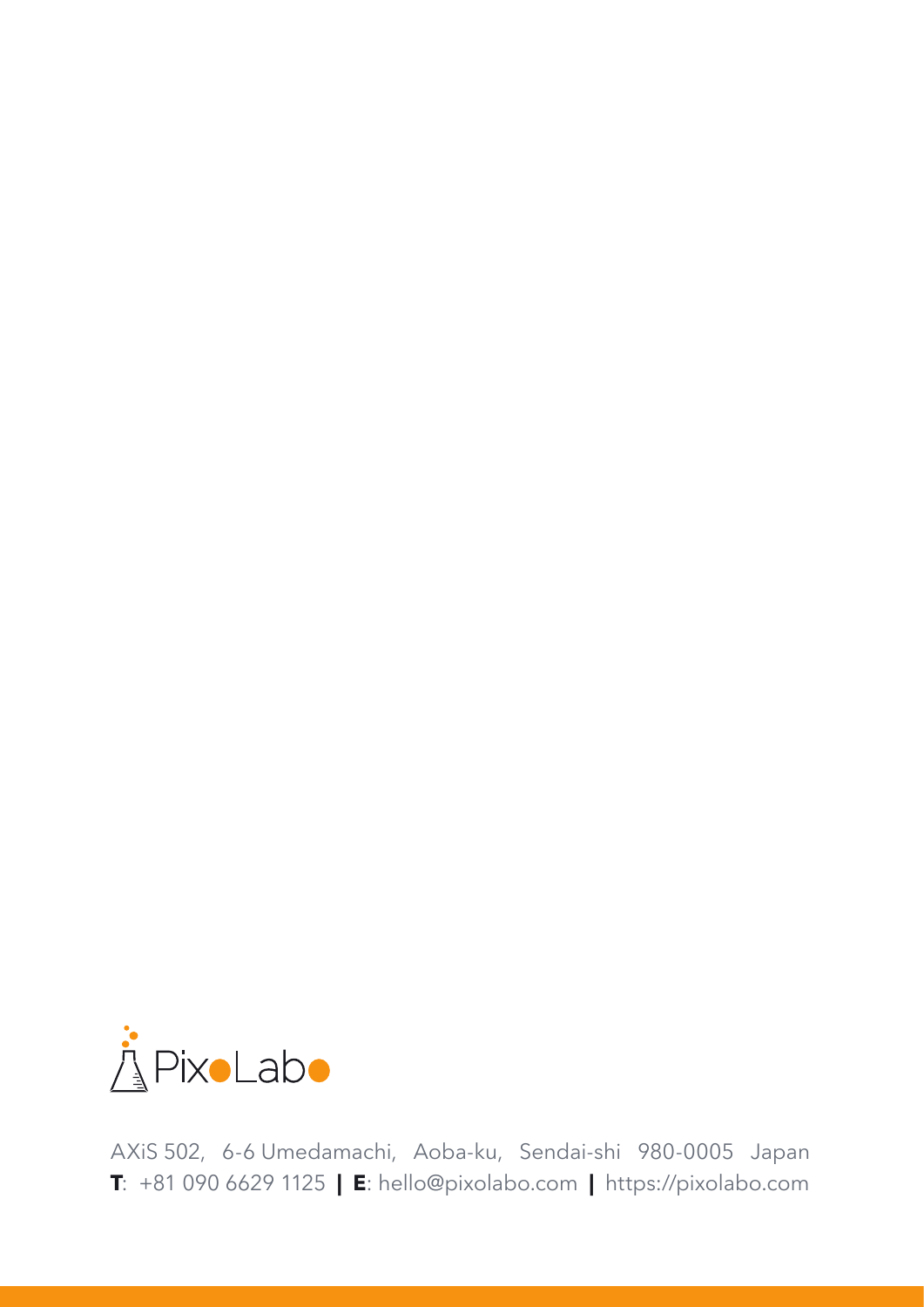PixoLabo

AXiS 502, 6-6 Umedamachi, Aoba-ku, Sendai-shi 980-0005 Japan

**T**: +81 090 6629 1125 **|** **E**: hello@pixolabo.com **|** https://pixolabo.com